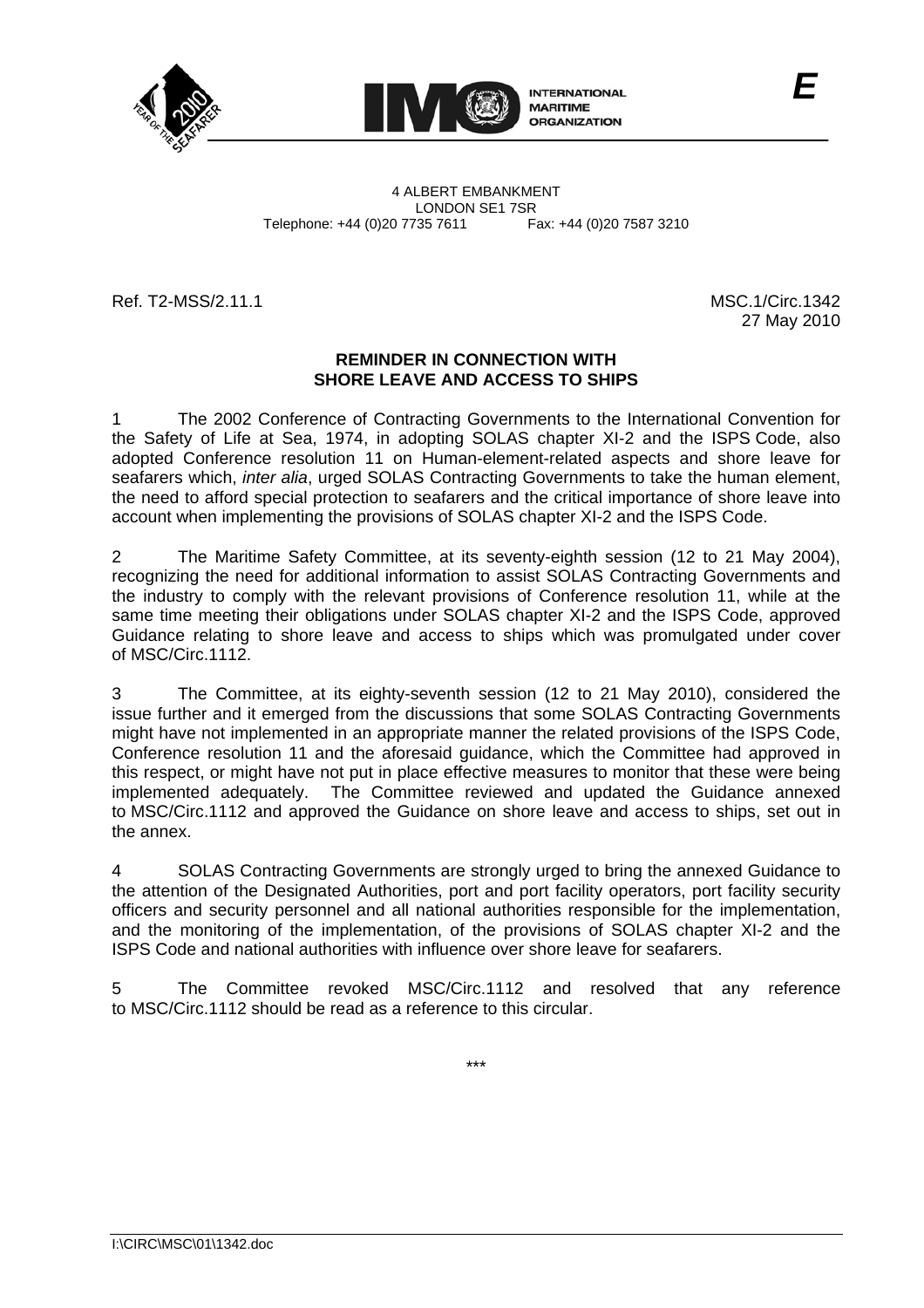INTERNATIONAL MARITIME ORGANIZATION

E

4 ALBERT EMBANKMENT
LONDON SE1 7SR
Telephone: +44 (0)20 7735 7611 Fax: +44 (0)20 7587 3210

Ref. T2-MSS/2.11.1

MSC.1/Circ.1342
27 May 2010

**REMINDER IN CONNECTION WITH SHORE LEAVE AND ACCESS TO SHIPS**

1 The 2002 Conference of Contracting Governments to the International Convention for the Safety of Life at Sea, 1974, in adopting SOLAS chapter XI-2 and the ISPS Code, also adopted Conference resolution 11 on Human-element-related aspects and shore leave for seafarers which, *inter alia*, urged SOLAS Contracting Governments to take the human element, the need to afford special protection to seafarers and the critical importance of shore leave into account when implementing the provisions of SOLAS chapter XI-2 and the ISPS Code.

2 The Maritime Safety Committee, at its seventy-eighth session (12 to 21 May 2004), recognizing the need for additional information to assist SOLAS Contracting Governments and the industry to comply with the relevant provisions of Conference resolution 11, while at the same time meeting their obligations under SOLAS chapter XI-2 and the ISPS Code, approved Guidance relating to shore leave and access to ships which was promulgated under cover of MSC/Circ.1112.

3 The Committee, at its eighty-seventh session (12 to 21 May 2010), considered the issue further and it emerged from the discussions that some SOLAS Contracting Governments might have not implemented in an appropriate manner the related provisions of the ISPS Code, Conference resolution 11 and the aforesaid guidance, which the Committee had approved in this respect, or might have not put in place effective measures to monitor that these were being implemented adequately. The Committee reviewed and updated the Guidance annexed to MSC/Circ.1112 and approved the Guidance on shore leave and access to ships, set out in the annex.

4 SOLAS Contracting Governments are strongly urged to bring the annexed Guidance to the attention of the Designated Authorities, port and port facility operators, port facility security officers and security personnel and all national authorities responsible for the implementation, and the monitoring of the implementation, of the provisions of SOLAS chapter XI-2 and the ISPS Code and national authorities with influence over shore leave for seafarers.

5 The Committee revoked MSC/Circ.1112 and resolved that any reference to MSC/Circ.1112 should be read as a reference to this circular.

\*\*\*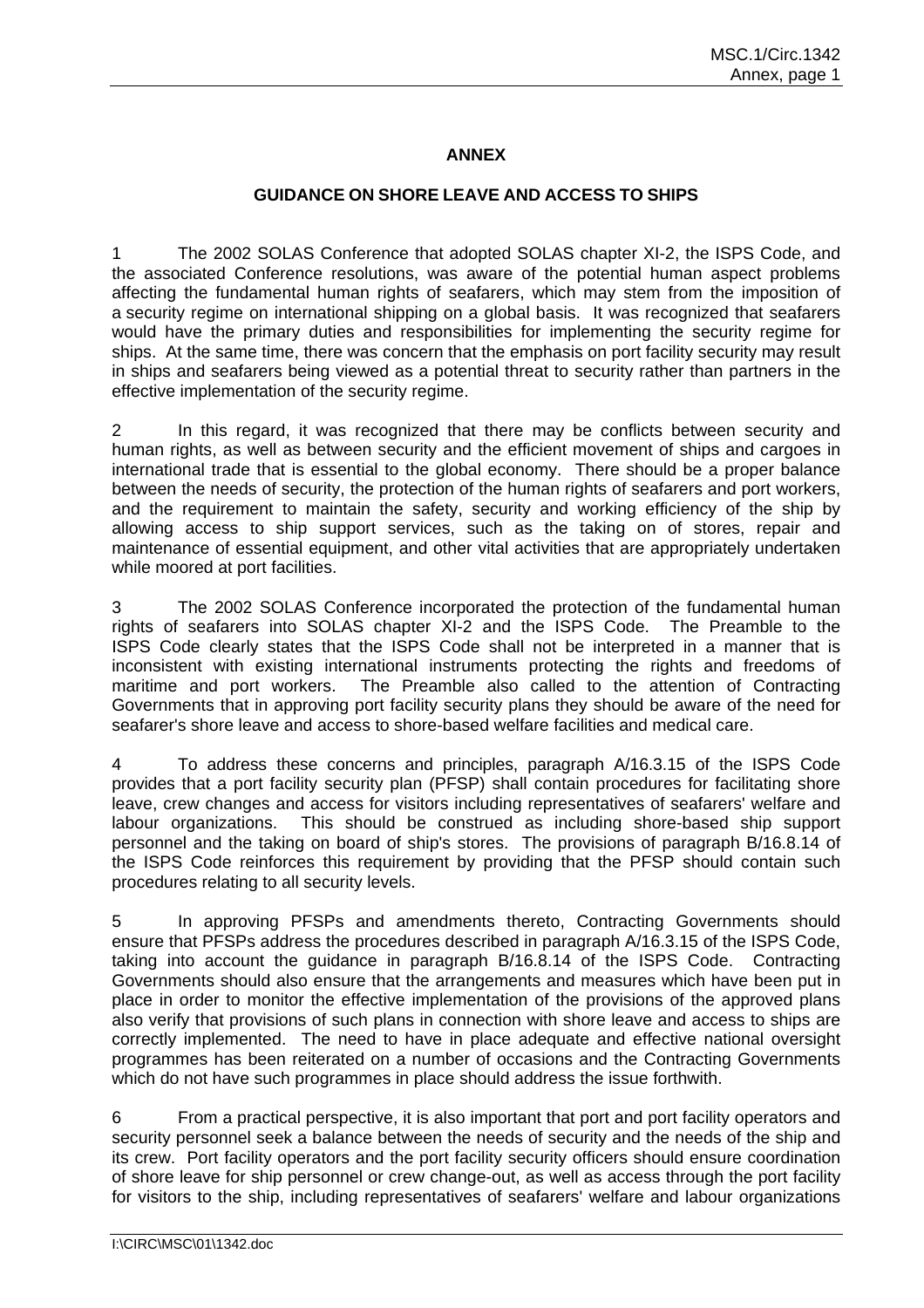# ANNEX

## GUIDANCE ON SHORE LEAVE AND ACCESS TO SHIPS

1 The 2002 SOLAS Conference that adopted SOLAS chapter XI-2, the ISPS Code, and the associated Conference resolutions, was aware of the potential human aspect problems affecting the fundamental human rights of seafarers, which may stem from the imposition of a security regime on international shipping on a global basis. It was recognized that seafarers would have the primary duties and responsibilities for implementing the security regime for ships. At the same time, there was concern that the emphasis on port facility security may result in ships and seafarers being viewed as a potential threat to security rather than partners in the effective implementation of the security regime.

2 In this regard, it was recognized that there may be conflicts between security and human rights, as well as between security and the efficient movement of ships and cargoes in international trade that is essential to the global economy. There should be a proper balance between the needs of security, the protection of the human rights of seafarers and port workers, and the requirement to maintain the safety, security and working efficiency of the ship by allowing access to ship support services, such as the taking on of stores, repair and maintenance of essential equipment, and other vital activities that are appropriately undertaken while moored at port facilities.

3 The 2002 SOLAS Conference incorporated the protection of the fundamental human rights of seafarers into SOLAS chapter XI-2 and the ISPS Code. The Preamble to the ISPS Code clearly states that the ISPS Code shall not be interpreted in a manner that is inconsistent with existing international instruments protecting the rights and freedoms of maritime and port workers. The Preamble also called to the attention of Contracting Governments that in approving port facility security plans they should be aware of the need for seafarer's shore leave and access to shore-based welfare facilities and medical care.

4 To address these concerns and principles, paragraph A/16.3.15 of the ISPS Code provides that a port facility security plan (PFSP) shall contain procedures for facilitating shore leave, crew changes and access for visitors including representatives of seafarers' welfare and labour organizations. This should be construed as including shore-based ship support personnel and the taking on board of ship's stores. The provisions of paragraph B/16.8.14 of the ISPS Code reinforces this requirement by providing that the PFSP should contain such procedures relating to all security levels.

5 In approving PFSPs and amendments thereto, Contracting Governments should ensure that PFSPs address the procedures described in paragraph A/16.3.15 of the ISPS Code, taking into account the guidance in paragraph B/16.8.14 of the ISPS Code. Contracting Governments should also ensure that the arrangements and measures which have been put in place in order to monitor the effective implementation of the provisions of the approved plans also verify that provisions of such plans in connection with shore leave and access to ships are correctly implemented. The need to have in place adequate and effective national oversight programmes has been reiterated on a number of occasions and the Contracting Governments which do not have such programmes in place should address the issue forthwith.

6 From a practical perspective, it is also important that port and port facility operators and security personnel seek a balance between the needs of security and the needs of the ship and its crew. Port facility operators and the port facility security officers should ensure coordination of shore leave for ship personnel or crew change-out, as well as access through the port facility for visitors to the ship, including representatives of seafarers' welfare and labour organizations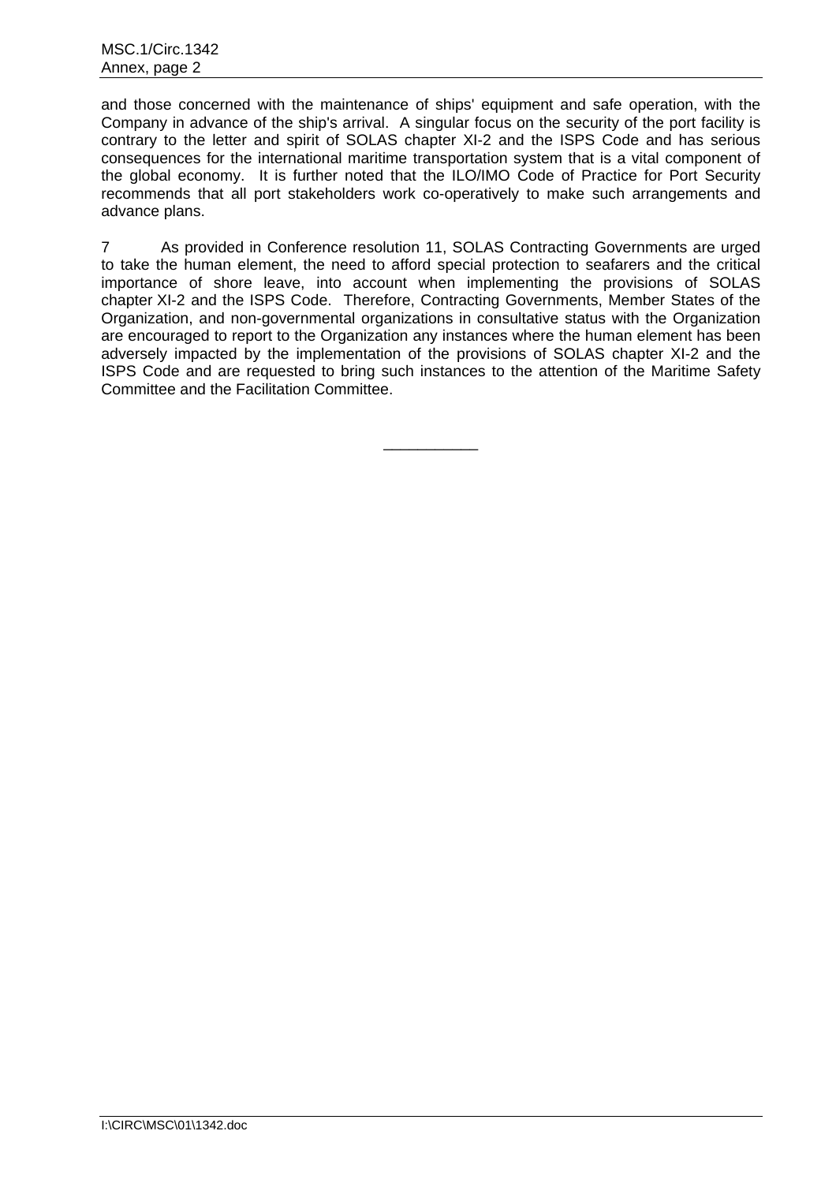and those concerned with the maintenance of ships' equipment and safe operation, with the Company in advance of the ship's arrival. A singular focus on the security of the port facility is contrary to the letter and spirit of SOLAS chapter XI-2 and the ISPS Code and has serious consequences for the international maritime transportation system that is a vital component of the global economy. It is further noted that the ILO/IMO Code of Practice for Port Security recommends that all port stakeholders work co-operatively to make such arrangements and advance plans.

7 As provided in Conference resolution 11, SOLAS Contracting Governments are urged to take the human element, the need to afford special protection to seafarers and the critical importance of shore leave, into account when implementing the provisions of SOLAS chapter XI-2 and the ISPS Code. Therefore, Contracting Governments, Member States of the Organization, and non-governmental organizations in consultative status with the Organization are encouraged to report to the Organization any instances where the human element has been adversely impacted by the implementation of the provisions of SOLAS chapter XI-2 and the ISPS Code and are requested to bring such instances to the attention of the Maritime Safety Committee and the Facilitation Committee.

___________